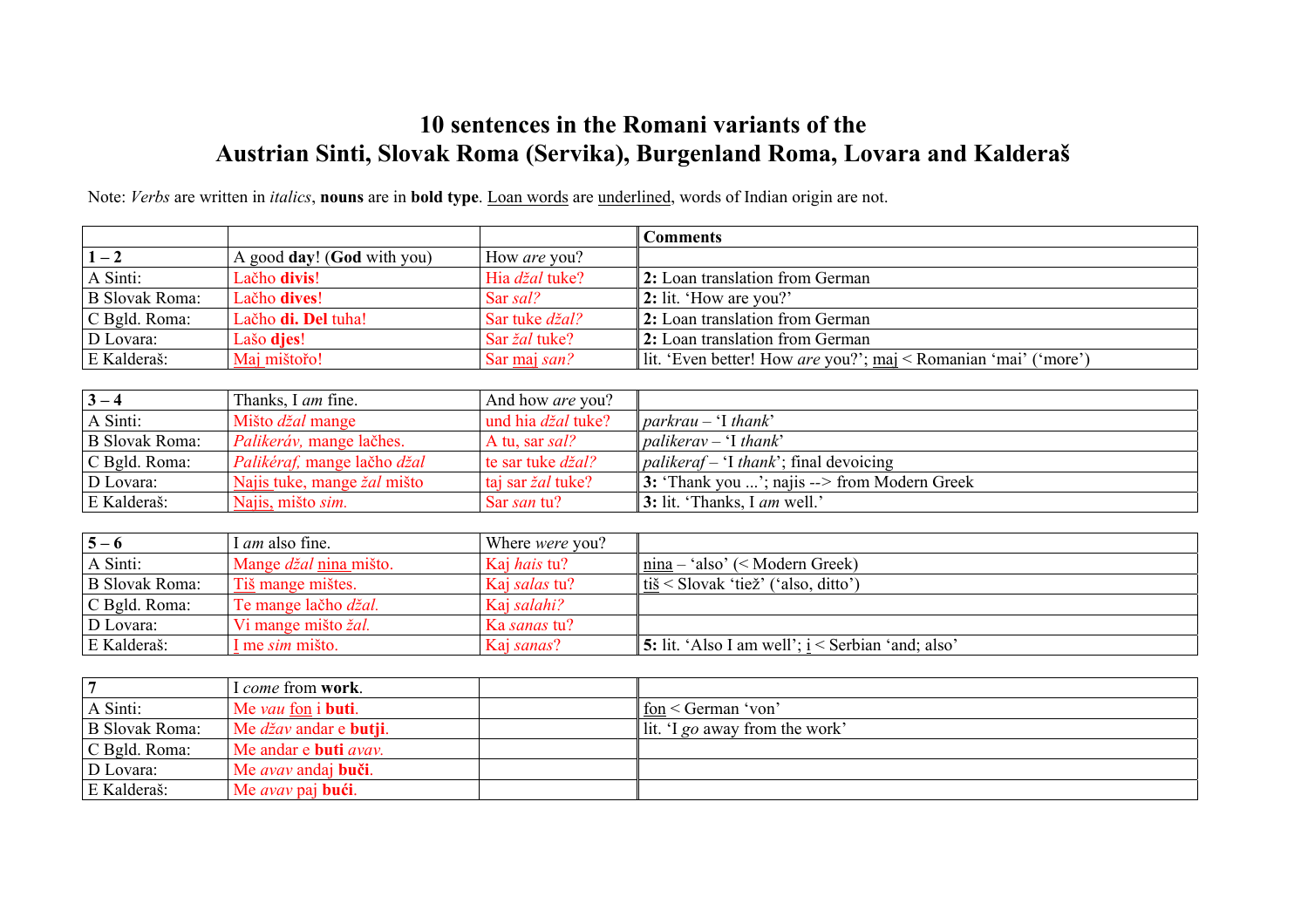# 10 sentences in the Romani variants of the Austrian Sinti, Slovak Roma (Servika), Burgenland Roma, Lovara and Kalderaš

Note: *Verbs* are written in *italics*, **nouns** are in **bold type**. <u>Loan words</u> are <u>underlined</u>, words of Indian origin are not.

| | | | Comments |
|---|---|---|---|
| **1 – 2** | A good **day**! (**God** with you) | How *are* you? | |
| A Sinti: | Lačho **divis**! | Hia *džal* tuke? | **2:** Loan translation from German |
| B Slovak Roma: | Lačho **dives**! | Sar *sal?* | **2:** lit. 'How are you?' |
| C Bgld. Roma: | Lačho **di. Del** tuha! | Sar tuke *džal?* | **2:** Loan translation from German |
| D Lovara: | Lašo **djes**! | Sar *žal* tuke? | **2:** Loan translation from German |
| E Kalderaš: | <u>Maj</u> mištořo! | Sar <u>maj</u> *san?* | lit. 'Even better! How *are* you?'; <u>maj</u> < Romanian 'mai' ('more') |

| | | | |
|---|---|---|---|
| **3 – 4** | Thanks, I *am* fine. | And how *are* you? | |
| A Sinti: | Mišto *džal* mange | und hia *džal* tuke? | *parkrau* – 'I *thank*' |
| B Slovak Roma: | *Palikeráv,* mange lačhes. | A tu, sar *sal?* | *palikerav* – 'I *thank*' |
| C Bgld. Roma: | *Palikéraf,* mange lačho *džal* | te sar tuke *džal?* | *palikeraf* – 'I *thank*'; final devoicing |
| D Lovara: | <u>Najis</u> tuke, mange *žal* mišto | taj sar *žal* tuke? | **3:** 'Thank you ...'; najis --> from Modern Greek |
| E Kalderaš: | <u>Najis,</u> mišto *sim.* | Sar *san* tu? | **3:** lit. 'Thanks, I *am* well.' |

| | | | |
|---|---|---|---|
| **5 – 6** | I *am* also fine. | Where *were* you? | |
| A Sinti: | Mange *džal* <u>nina</u> mišto. | Kaj *hais* tu? | <u>nina</u> – 'also' (< Modern Greek) |
| B Slovak Roma: | <u>Tiš</u> mange mištes. | Kaj *salas* tu? | <u>tiš</u> < Slovak 'tiež' ('also, ditto') |
| C Bgld. Roma: | Te mange lačho *džal.* | Kaj *salahi?* | |
| D Lovara: | Vi mange mišto *žal.* | Ka *sanas* tu? | |
| E Kalderaš: | <u>I</u> me *sim* mišto. | Kaj *sanas*? | **5:** lit. 'Also I am well'; <u>i</u> < Serbian 'and; also' |

| | | | |
|---|---|---|---|
| **7** | I *come* from **work**. | | |
| A Sinti: | Me *vau* <u>fon</u> i **buti**. | | <u>fon</u> < German 'von' |
| B Slovak Roma: | Me *džav* andar e **butji**. | | lit. 'I *go* away from the work' |
| C Bgld. Roma: | Me andar e **buti** *avav.* | | |
| D Lovara: | Me *avav* andaj **buči**. | | |
| E Kalderaš: | Me *avav* paj **bući**. | | |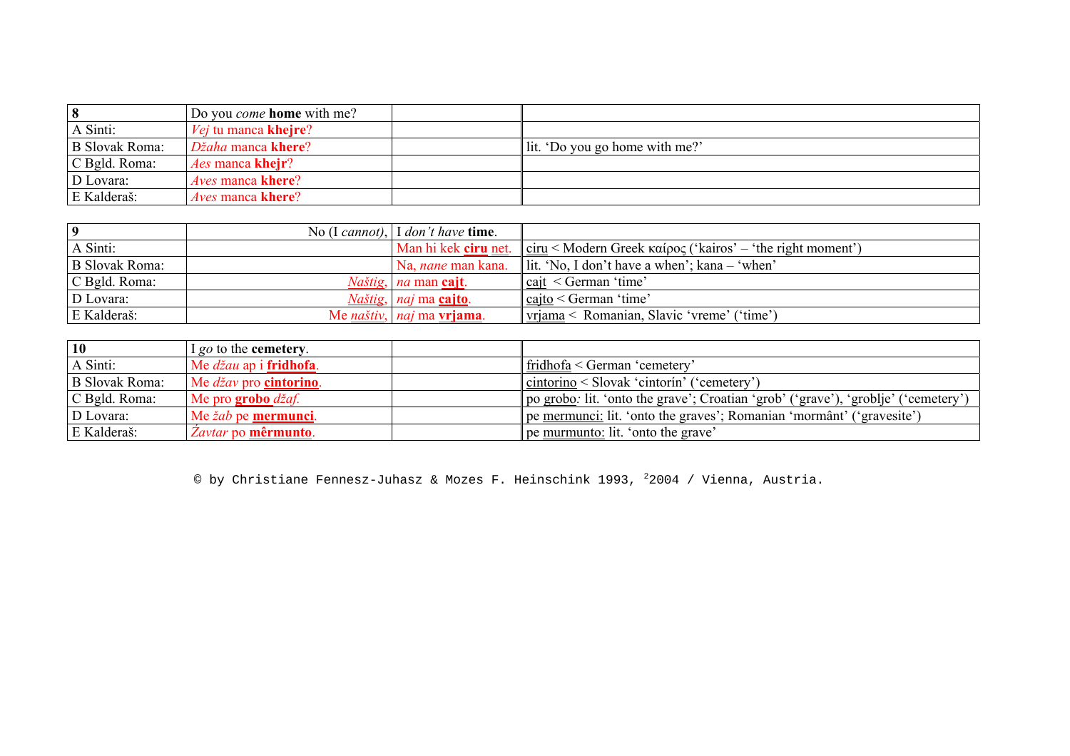| | | | |
|---|---|---|---|
| **8** | Do you *come* **home** with me? | | |
| A Sinti: | *Vej* tu manca **khejre**? | | |
| B Slovak Roma: | *Džaha* manca **khere**? | | lit. 'Do you go home with me?' |
| C Bgld. Roma: | *Aes* manca **khejr**? | | |
| D Lovara: | *Aves* manca **khere**? | | |
| E Kalderaš: | *Aves* manca **khere**? | | |

| | | | |
|---|---|---|---|
| **9** | No (I *cannot*), | I *don't have* **time**. | |
| A Sinti: | | Man hi kek **ciru** net. | ciru < Modern Greek καίρος ('kairos' – 'the right moment') |
| B Slovak Roma: | | Na, *nane* man kana. | lit. 'No, I don't have a when'; kana – 'when' |
| C Bgld. Roma: | *Naštig*, | *na* man **cajt**. | cajt < German 'time' |
| D Lovara: | *Naštig*, | *naj* ma **cajto**. | cajto < German 'time' |
| E Kalderaš: | Me *naštiv*, | *naj* ma **vrjama**. | vrjama < Romanian, Slavic 'vreme' ('time') |

| | | | |
|---|---|---|---|
| **10** | I *go* to the **cemetery**. | | |
| A Sinti: | Me *džau* ap i **fridhofa**. | | fridhofa < German 'cemetery' |
| B Slovak Roma: | Me *džav* pro **cintorino**. | | cintorino < Slovak 'cintorín' ('cemetery') |
| C Bgld. Roma: | Me pro **grobo** *džaf.* | | po grobo*:* lit. 'onto the grave'; Croatian 'grob' ('grave'), 'groblje' ('cemetery') |
| D Lovara: | Me *žab* pe **mermunci**. | | pe mermunci: lit. 'onto the graves'; Romanian 'mormânt' ('gravesite') |
| E Kalderaš: | *Źavtar* po **mêrmunto**. | | pe murmunto: lit. 'onto the grave' |

© by Christiane Fennesz-Juhasz & Mozes F. Heinschink 1993, ²2004 / Vienna, Austria.